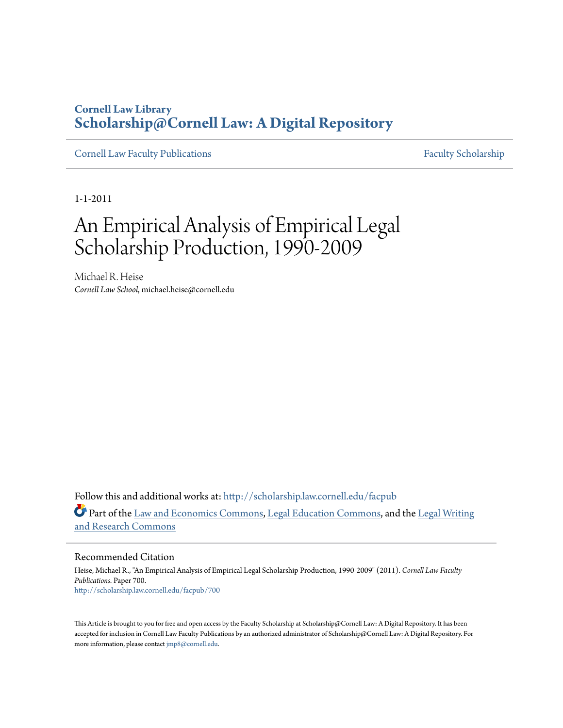Cornell Law Library
**Scholarship@Cornell Law: A Digital Repository**

Cornell Law Faculty Publications | Faculty Scholarship

1-1-2011

# An Empirical Analysis of Empirical Legal Scholarship Production, 1990-2009

Michael R. Heise
*Cornell Law School*, michael.heise@cornell.edu

Follow this and additional works at: http://scholarship.law.cornell.edu/facpub

Part of the Law and Economics Commons, Legal Education Commons, and the Legal Writing and Research Commons

## Recommended Citation

Heise, Michael R., "An Empirical Analysis of Empirical Legal Scholarship Production, 1990-2009" (2011). *Cornell Law Faculty Publications.* Paper 700.
http://scholarship.law.cornell.edu/facpub/700

This Article is brought to you for free and open access by the Faculty Scholarship at Scholarship@Cornell Law: A Digital Repository. It has been accepted for inclusion in Cornell Law Faculty Publications by an authorized administrator of Scholarship@Cornell Law: A Digital Repository. For more information, please contact jmp8@cornell.edu.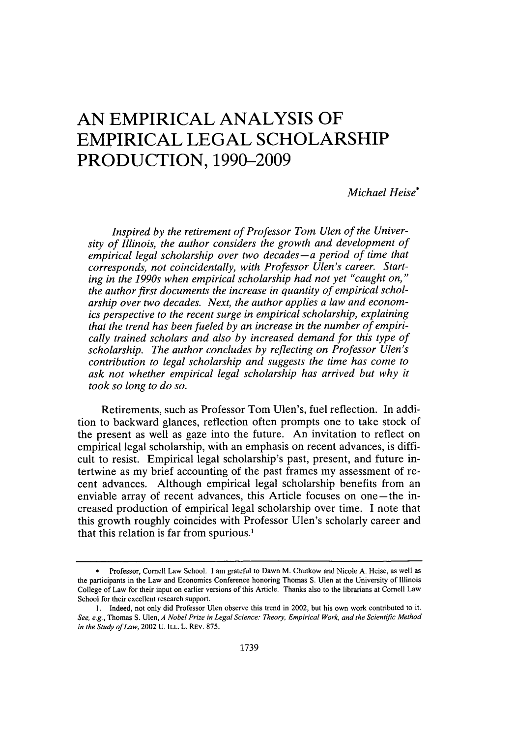# AN EMPIRICAL ANALYSIS OF EMPIRICAL LEGAL SCHOLARSHIP PRODUCTION, 1990–2009

*Michael Heise*[*]

*Inspired by the retirement of Professor Tom Ulen of the University of Illinois, the author considers the growth and development of empirical legal scholarship over two decades—a period of time that corresponds, not coincidentally, with Professor Ulen's career. Starting in the 1990s when empirical scholarship had not yet "caught on," the author first documents the increase in quantity of empirical scholarship over two decades. Next, the author applies a law and economics perspective to the recent surge in empirical scholarship, explaining that the trend has been fueled by an increase in the number of empirically trained scholars and also by increased demand for this type of scholarship. The author concludes by reflecting on Professor Ulen's contribution to legal scholarship and suggests the time has come to ask not whether empirical legal scholarship has arrived but why it took so long to do so.*

Retirements, such as Professor Tom Ulen's, fuel reflection. In addition to backward glances, reflection often prompts one to take stock of the present as well as gaze into the future. An invitation to reflect on empirical legal scholarship, with an emphasis on recent advances, is difficult to resist. Empirical legal scholarship's past, present, and future intertwine as my brief accounting of the past frames my assessment of recent advances. Although empirical legal scholarship benefits from an enviable array of recent advances, this Article focuses on one—the increased production of empirical legal scholarship over time. I note that this growth roughly coincides with Professor Ulen's scholarly career and that this relation is far from spurious.[1]

---

[*] Professor, Cornell Law School. I am grateful to Dawn M. Chutkow and Nicole A. Heise, as well as the participants in the Law and Economics Conference honoring Thomas S. Ulen at the University of Illinois College of Law for their input on earlier versions of this Article. Thanks also to the librarians at Cornell Law School for their excellent research support.

1. Indeed, not only did Professor Ulen observe this trend in 2002, but his own work contributed to it. *See, e.g.*, Thomas S. Ulen, *A Nobel Prize in Legal Science: Theory, Empirical Work, and the Scientific Method in the Study of Law*, 2002 U. ILL. L. REV. 875.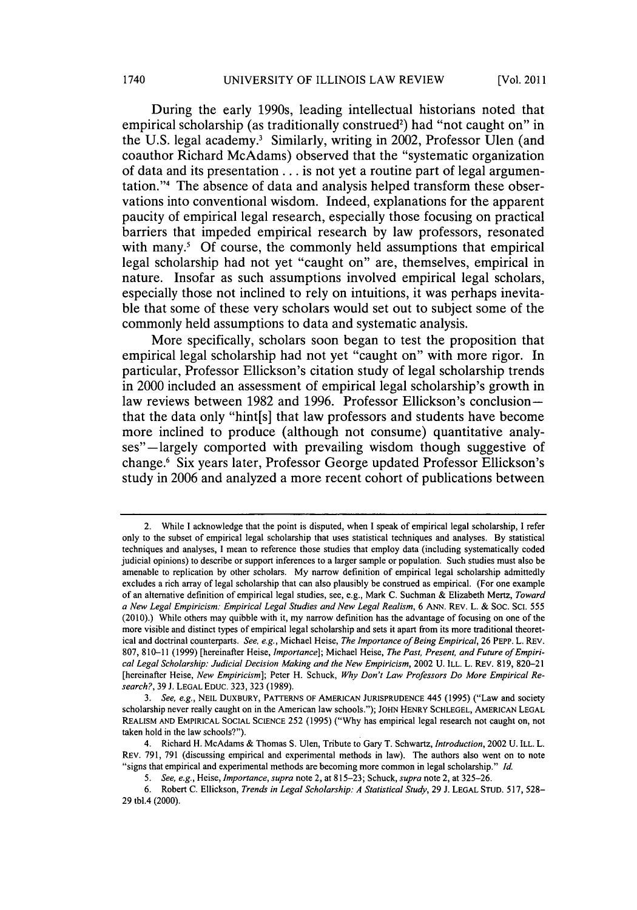During the early 1990s, leading intellectual historians noted that empirical scholarship (as traditionally construed[2]) had "not caught on" in the U.S. legal academy.[3] Similarly, writing in 2002, Professor Ulen (and coauthor Richard McAdams) observed that the "systematic organization of data and its presentation . . . is not yet a routine part of legal argumentation."[4] The absence of data and analysis helped transform these observations into conventional wisdom. Indeed, explanations for the apparent paucity of empirical legal research, especially those focusing on practical barriers that impeded empirical research by law professors, resonated with many.[5] Of course, the commonly held assumptions that empirical legal scholarship had not yet "caught on" are, themselves, empirical in nature. Insofar as such assumptions involved empirical legal scholars, especially those not inclined to rely on intuitions, it was perhaps inevitable that some of these very scholars would set out to subject some of the commonly held assumptions to data and systematic analysis.

More specifically, scholars soon began to test the proposition that empirical legal scholarship had not yet "caught on" with more rigor. In particular, Professor Ellickson's citation study of legal scholarship trends in 2000 included an assessment of empirical legal scholarship's growth in law reviews between 1982 and 1996. Professor Ellickson's conclusion—that the data only "hint[s] that law professors and students have become more inclined to produce (although not consume) quantitative analyses"—largely comported with prevailing wisdom though suggestive of change.[6] Six years later, Professor George updated Professor Ellickson's study in 2006 and analyzed a more recent cohort of publications between

---

2. While I acknowledge that the point is disputed, when I speak of empirical legal scholarship, I refer only to the subset of empirical legal scholarship that uses statistical techniques and analyses. By statistical techniques and analyses, I mean to reference those studies that employ data (including systematically coded judicial opinions) to describe or support inferences to a larger sample or population. Such studies must also be amenable to replication by other scholars. My narrow definition of empirical legal scholarship admittedly excludes a rich array of legal scholarship that can also plausibly be construed as empirical. (For one example of an alternative definition of empirical legal studies, see, e.g., Mark C. Suchman & Elizabeth Mertz, *Toward a New Legal Empiricism: Empirical Legal Studies and New Legal Realism*, 6 ANN. REV. L. & SOC. SCI. 555 (2010).) While others may quibble with it, my narrow definition has the advantage of focusing on one of the more visible and distinct types of empirical legal scholarship and sets it apart from its more traditional theoretical and doctrinal counterparts. *See, e.g.*, Michael Heise, *The Importance of Being Empirical*, 26 PEPP. L. REV. 807, 810–11 (1999) [hereinafter Heise, *Importance*]; Michael Heise, *The Past, Present, and Future of Empirical Legal Scholarship: Judicial Decision Making and the New Empiricism*, 2002 U. ILL. L. REV. 819, 820–21 [hereinafter Heise, *New Empiricism*]; Peter H. Schuck, *Why Don't Law Professors Do More Empirical Research?*, 39 J. LEGAL EDUC. 323, 323 (1989).

3. *See, e.g.*, NEIL DUXBURY, PATTERNS OF AMERICAN JURISPRUDENCE 445 (1995) ("Law and society scholarship never really caught on in the American law schools."); JOHN HENRY SCHLEGEL, AMERICAN LEGAL REALISM AND EMPIRICAL SOCIAL SCIENCE 252 (1995) ("Why has empirical legal research not caught on, not taken hold in the law schools?").

4. Richard H. McAdams & Thomas S. Ulen, Tribute to Gary T. Schwartz, *Introduction*, 2002 U. ILL. L. REV. 791, 791 (discussing empirical and experimental methods in law). The authors also went on to note "signs that empirical and experimental methods are becoming more common in legal scholarship." *Id.*

5. *See, e.g.*, Heise, *Importance*, *supra* note 2, at 815–23; Schuck, *supra* note 2, at 325–26.

6. Robert C. Ellickson, *Trends in Legal Scholarship: A Statistical Study*, 29 J. LEGAL STUD. 517, 528–29 tbl.4 (2000).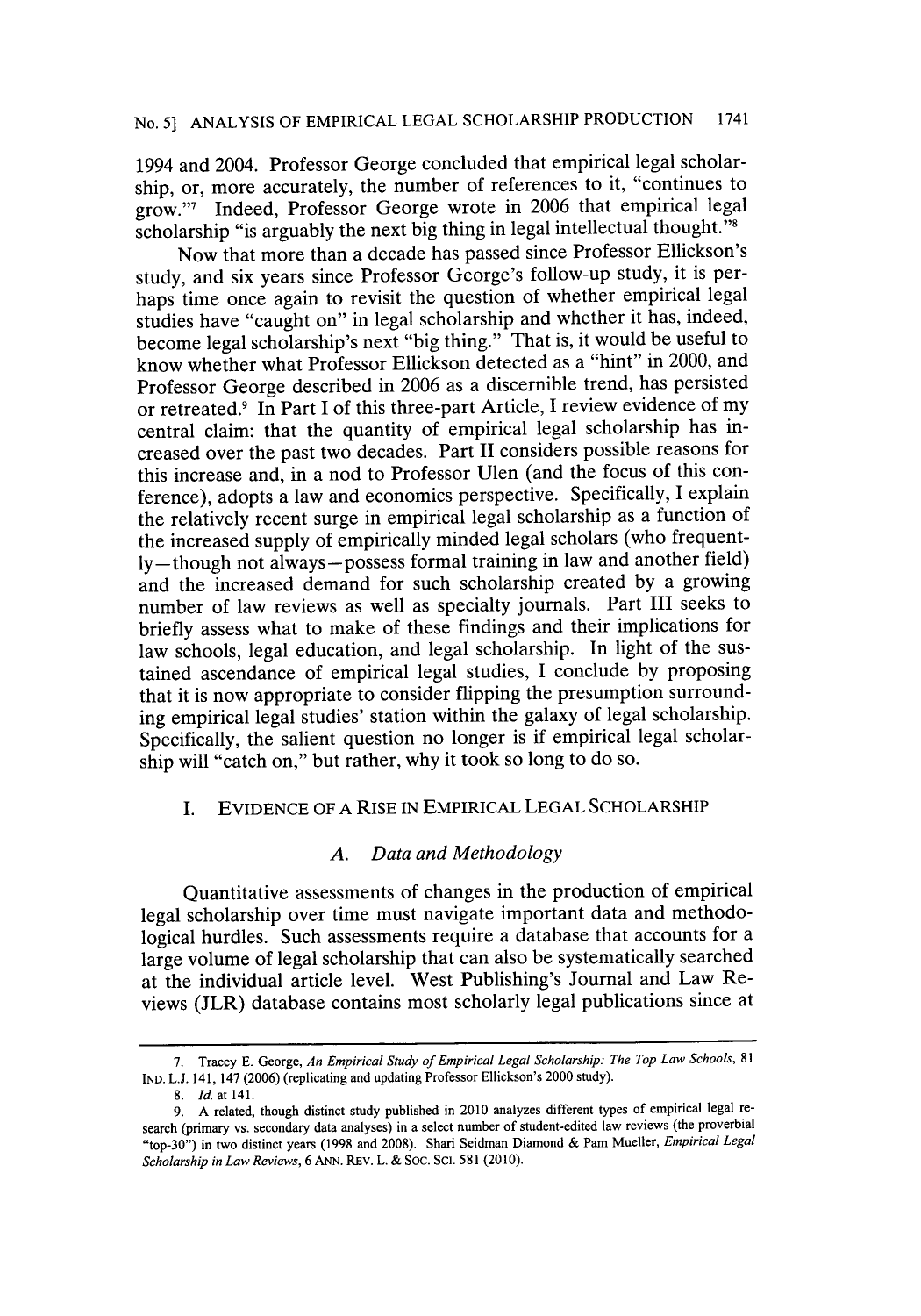1994 and 2004. Professor George concluded that empirical legal scholarship, or, more accurately, the number of references to it, "continues to grow."[7] Indeed, Professor George wrote in 2006 that empirical legal scholarship "is arguably the next big thing in legal intellectual thought."[8]

Now that more than a decade has passed since Professor Ellickson's study, and six years since Professor George's follow-up study, it is perhaps time once again to revisit the question of whether empirical legal studies have "caught on" in legal scholarship and whether it has, indeed, become legal scholarship's next "big thing." That is, it would be useful to know whether what Professor Ellickson detected as a "hint" in 2000, and Professor George described in 2006 as a discernible trend, has persisted or retreated.[9] In Part I of this three-part Article, I review evidence of my central claim: that the quantity of empirical legal scholarship has increased over the past two decades. Part II considers possible reasons for this increase and, in a nod to Professor Ulen (and the focus of this conference), adopts a law and economics perspective. Specifically, I explain the relatively recent surge in empirical legal scholarship as a function of the increased supply of empirically minded legal scholars (who frequently—though not always—possess formal training in law and another field) and the increased demand for such scholarship created by a growing number of law reviews as well as specialty journals. Part III seeks to briefly assess what to make of these findings and their implications for law schools, legal education, and legal scholarship. In light of the sustained ascendance of empirical legal studies, I conclude by proposing that it is now appropriate to consider flipping the presumption surrounding empirical legal studies' station within the galaxy of legal scholarship. Specifically, the salient question no longer is if empirical legal scholarship will "catch on," but rather, why it took so long to do so.

## I. EVIDENCE OF A RISE IN EMPIRICAL LEGAL SCHOLARSHIP

### *A. Data and Methodology*

Quantitative assessments of changes in the production of empirical legal scholarship over time must navigate important data and methodological hurdles. Such assessments require a database that accounts for a large volume of legal scholarship that can also be systematically searched at the individual article level. West Publishing's Journal and Law Reviews (JLR) database contains most scholarly legal publications since at

---

7. Tracey E. George, *An Empirical Study of Empirical Legal Scholarship: The Top Law Schools*, 81 IND. L.J. 141, 147 (2006) (replicating and updating Professor Ellickson's 2000 study).

8. *Id.* at 141.

9. A related, though distinct study published in 2010 analyzes different types of empirical legal research (primary vs. secondary data analyses) in a select number of student-edited law reviews (the proverbial "top-30") in two distinct years (1998 and 2008). Shari Seidman Diamond & Pam Mueller, *Empirical Legal Scholarship in Law Reviews*, 6 ANN. REV. L. & SOC. SCI. 581 (2010).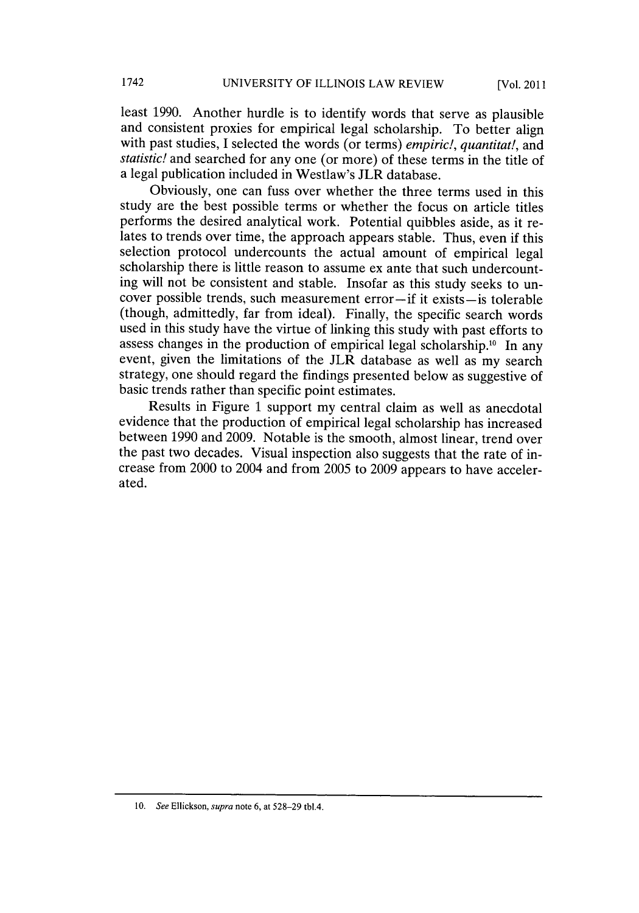least 1990. Another hurdle is to identify words that serve as plausible and consistent proxies for empirical legal scholarship. To better align with past studies, I selected the words (or terms) *empiric!*, *quantitat!*, and *statistic!* and searched for any one (or more) of these terms in the title of a legal publication included in Westlaw's JLR database.

Obviously, one can fuss over whether the three terms used in this study are the best possible terms or whether the focus on article titles performs the desired analytical work. Potential quibbles aside, as it relates to trends over time, the approach appears stable. Thus, even if this selection protocol undercounts the actual amount of empirical legal scholarship there is little reason to assume ex ante that such undercounting will not be consistent and stable. Insofar as this study seeks to uncover possible trends, such measurement error—if it exists—is tolerable (though, admittedly, far from ideal). Finally, the specific search words used in this study have the virtue of linking this study with past efforts to assess changes in the production of empirical legal scholarship.[10] In any event, given the limitations of the JLR database as well as my search strategy, one should regard the findings presented below as suggestive of basic trends rather than specific point estimates.

Results in Figure 1 support my central claim as well as anecdotal evidence that the production of empirical legal scholarship has increased between 1990 and 2009. Notable is the smooth, almost linear, trend over the past two decades. Visual inspection also suggests that the rate of increase from 2000 to 2004 and from 2005 to 2009 appears to have accelerated.

---

10. *See* Ellickson, *supra* note 6, at 528–29 tbl.4.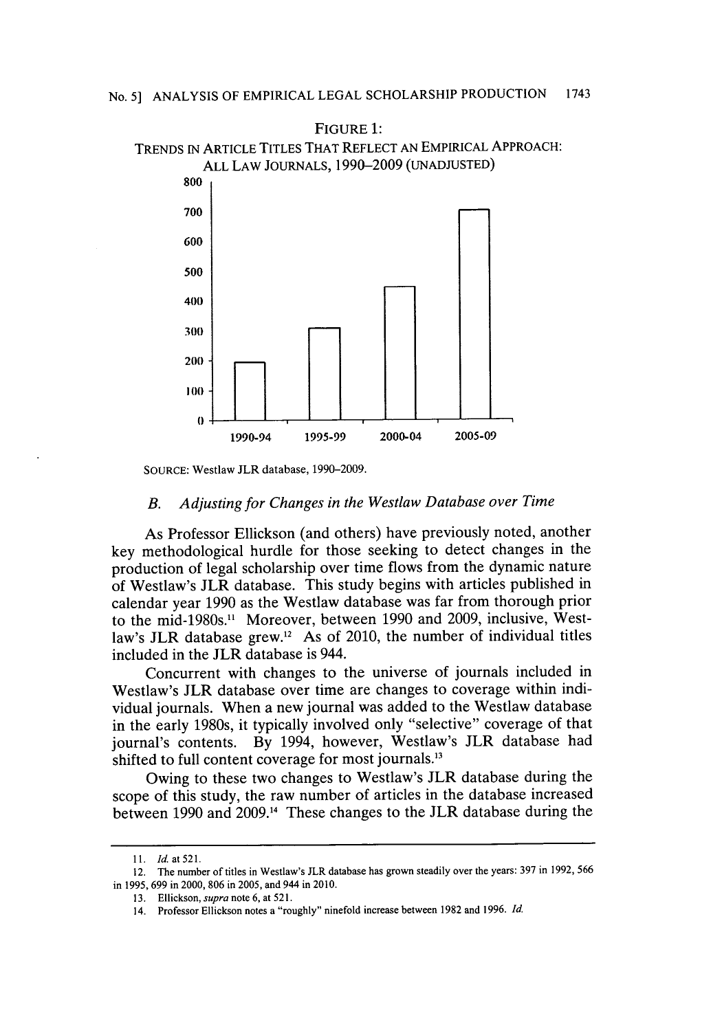FIGURE 1:
TRENDS IN ARTICLE TITLES THAT REFLECT AN EMPIRICAL APPROACH: ALL LAW JOURNALS, 1990–2009 (UNADJUSTED)

SOURCE: Westlaw JLR database, 1990–2009.

### B. *Adjusting for Changes in the Westlaw Database over Time*

As Professor Ellickson (and others) have previously noted, another key methodological hurdle for those seeking to detect changes in the production of legal scholarship over time flows from the dynamic nature of Westlaw's JLR database. This study begins with articles published in calendar year 1990 as the Westlaw database was far from thorough prior to the mid-1980s.[11] Moreover, between 1990 and 2009, inclusive, Westlaw's JLR database grew.[12] As of 2010, the number of individual titles included in the JLR database is 944.

Concurrent with changes to the universe of journals included in Westlaw's JLR database over time are changes to coverage within individual journals. When a new journal was added to the Westlaw database in the early 1980s, it typically involved only "selective" coverage of that journal's contents. By 1994, however, Westlaw's JLR database had shifted to full content coverage for most journals.[13]

Owing to these two changes to Westlaw's JLR database during the scope of this study, the raw number of articles in the database increased between 1990 and 2009.[14] These changes to the JLR database during the

---

11. *Id.* at 521.

12. The number of titles in Westlaw's JLR database has grown steadily over the years: 397 in 1992, 566 in 1995, 699 in 2000, 806 in 2005, and 944 in 2010.

13. Ellickson, *supra* note 6, at 521.

14. Professor Ellickson notes a "roughly" ninefold increase between 1982 and 1996. *Id.*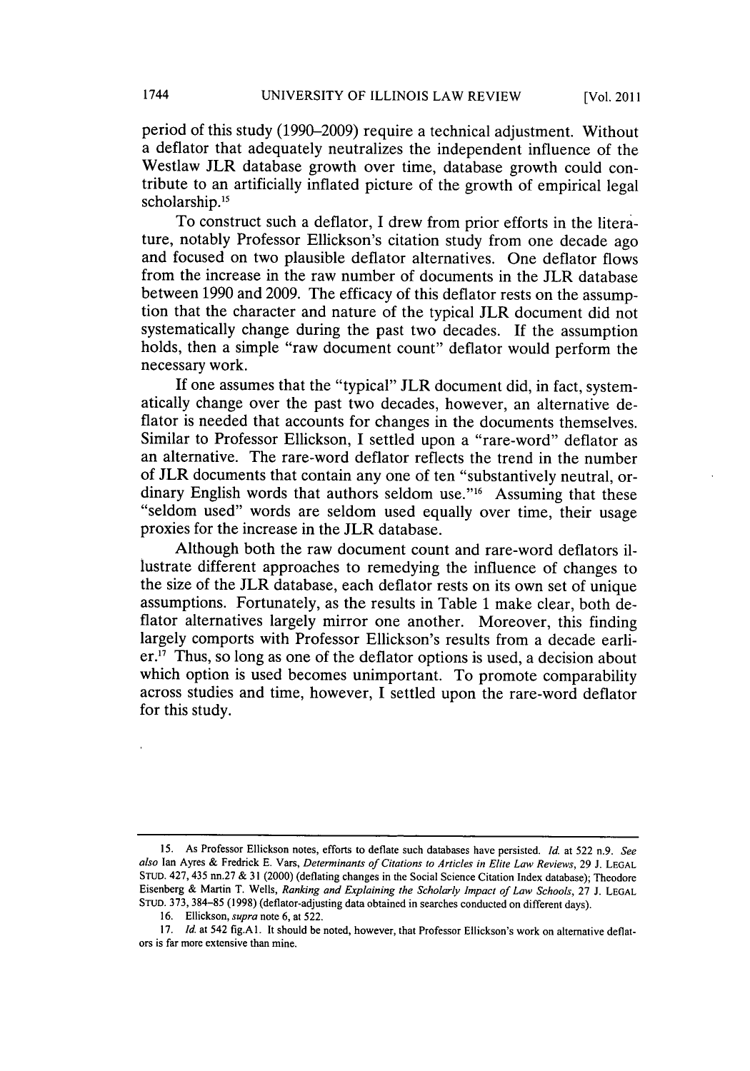period of this study (1990–2009) require a technical adjustment. Without a deflator that adequately neutralizes the independent influence of the Westlaw JLR database growth over time, database growth could contribute to an artificially inflated picture of the growth of empirical legal scholarship.[15]

To construct such a deflator, I drew from prior efforts in the literature, notably Professor Ellickson's citation study from one decade ago and focused on two plausible deflator alternatives. One deflator flows from the increase in the raw number of documents in the JLR database between 1990 and 2009. The efficacy of this deflator rests on the assumption that the character and nature of the typical JLR document did not systematically change during the past two decades. If the assumption holds, then a simple "raw document count" deflator would perform the necessary work.

If one assumes that the "typical" JLR document did, in fact, systematically change over the past two decades, however, an alternative deflator is needed that accounts for changes in the documents themselves. Similar to Professor Ellickson, I settled upon a "rare-word" deflator as an alternative. The rare-word deflator reflects the trend in the number of JLR documents that contain any one of ten "substantively neutral, ordinary English words that authors seldom use."[16] Assuming that these "seldom used" words are seldom used equally over time, their usage proxies for the increase in the JLR database.

Although both the raw document count and rare-word deflators illustrate different approaches to remedying the influence of changes to the size of the JLR database, each deflator rests on its own set of unique assumptions. Fortunately, as the results in Table 1 make clear, both deflator alternatives largely mirror one another. Moreover, this finding largely comports with Professor Ellickson's results from a decade earlier.[17] Thus, so long as one of the deflator options is used, a decision about which option is used becomes unimportant. To promote comparability across studies and time, however, I settled upon the rare-word deflator for this study.

---

15. As Professor Ellickson notes, efforts to deflate such databases have persisted. *Id.* at 522 n.9. *See also* Ian Ayres & Fredrick E. Vars, *Determinants of Citations to Articles in Elite Law Reviews*, 29 J. LEGAL STUD. 427, 435 nn.27 & 31 (2000) (deflating changes in the Social Science Citation Index database); Theodore Eisenberg & Martin T. Wells, *Ranking and Explaining the Scholarly Impact of Law Schools*, 27 J. LEGAL STUD. 373, 384–85 (1998) (deflator-adjusting data obtained in searches conducted on different days).

16. Ellickson, *supra* note 6, at 522.

17. *Id.* at 542 fig.A1. It should be noted, however, that Professor Ellickson's work on alternative deflators is far more extensive than mine.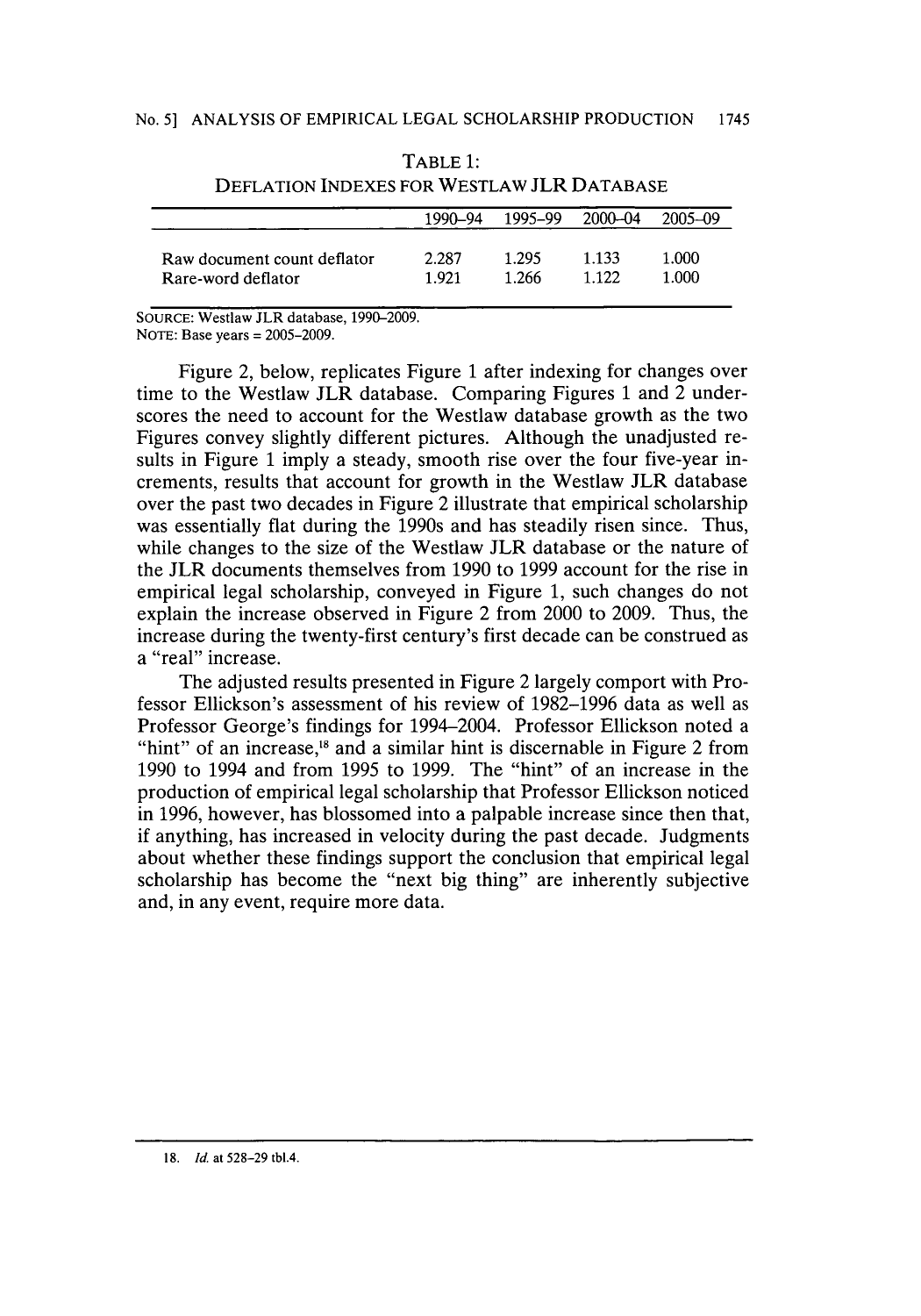TABLE 1:
DEFLATION INDEXES FOR WESTLAW JLR DATABASE

| | 1990–94 | 1995–99 | 2000–04 | 2005–09 |
|---|---|---|---|---|
| Raw document count deflator | 2.287 | 1.295 | 1.133 | 1.000 |
| Rare-word deflator | 1.921 | 1.266 | 1.122 | 1.000 |

SOURCE: Westlaw JLR database, 1990–2009.
NOTE: Base years = 2005–2009.

Figure 2, below, replicates Figure 1 after indexing for changes over time to the Westlaw JLR database. Comparing Figures 1 and 2 underscores the need to account for the Westlaw database growth as the two Figures convey slightly different pictures. Although the unadjusted results in Figure 1 imply a steady, smooth rise over the four five-year increments, results that account for growth in the Westlaw JLR database over the past two decades in Figure 2 illustrate that empirical scholarship was essentially flat during the 1990s and has steadily risen since. Thus, while changes to the size of the Westlaw JLR database or the nature of the JLR documents themselves from 1990 to 1999 account for the rise in empirical legal scholarship, conveyed in Figure 1, such changes do not explain the increase observed in Figure 2 from 2000 to 2009. Thus, the increase during the twenty-first century's first decade can be construed as a "real" increase.

The adjusted results presented in Figure 2 largely comport with Professor Ellickson's assessment of his review of 1982–1996 data as well as Professor George's findings for 1994–2004. Professor Ellickson noted a "hint" of an increase,[18] and a similar hint is discernable in Figure 2 from 1990 to 1994 and from 1995 to 1999. The "hint" of an increase in the production of empirical legal scholarship that Professor Ellickson noticed in 1996, however, has blossomed into a palpable increase since then that, if anything, has increased in velocity during the past decade. Judgments about whether these findings support the conclusion that empirical legal scholarship has become the "next big thing" are inherently subjective and, in any event, require more data.

---

18. *Id.* at 528–29 tbl.4.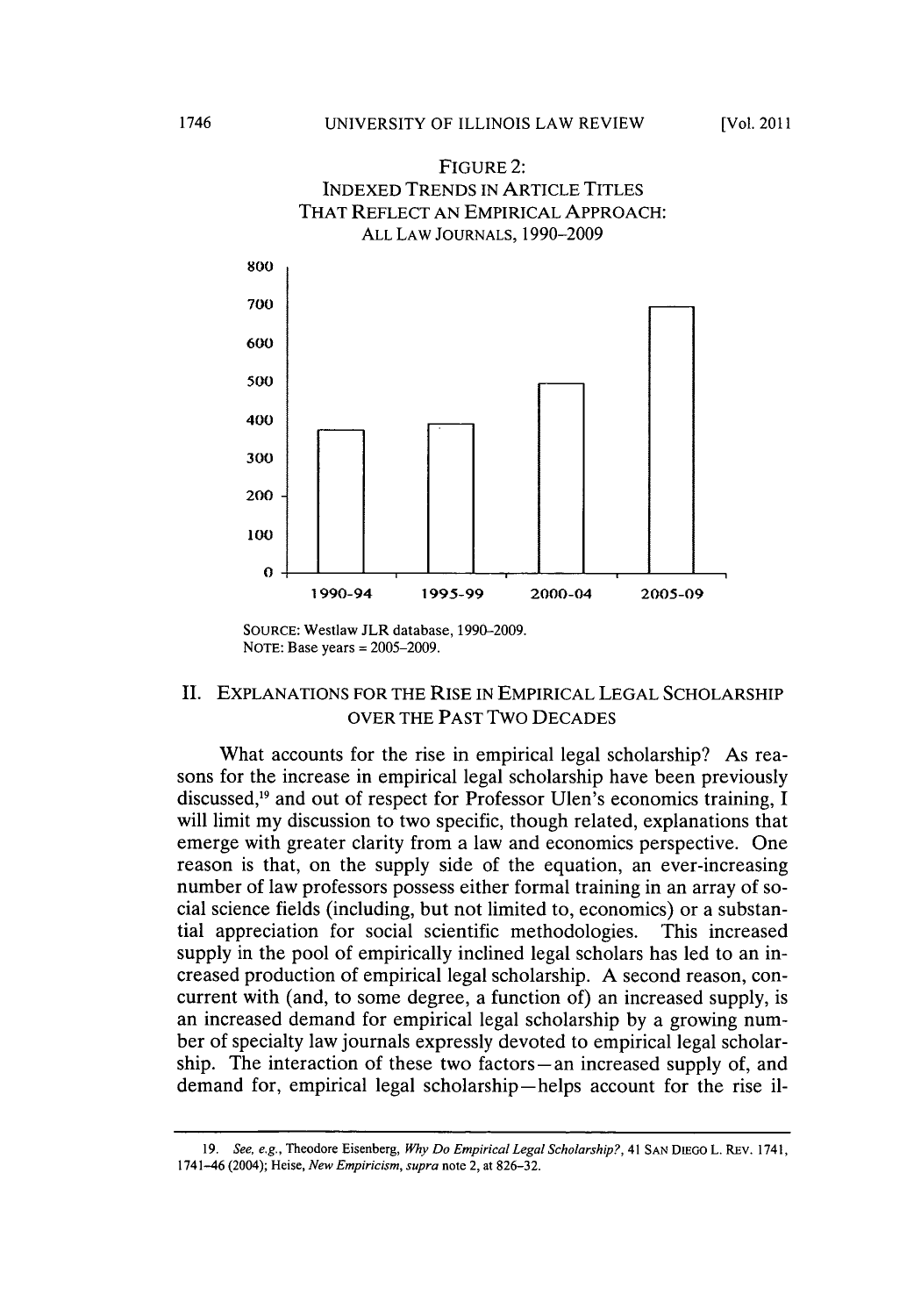FIGURE 2:
INDEXED TRENDS IN ARTICLE TITLES
THAT REFLECT AN EMPIRICAL APPROACH:
ALL LAW JOURNALS, 1990–2009

SOURCE: Westlaw JLR database, 1990–2009.
NOTE: Base years = 2005–2009.

## II. EXPLANATIONS FOR THE RISE IN EMPIRICAL LEGAL SCHOLARSHIP OVER THE PAST TWO DECADES

What accounts for the rise in empirical legal scholarship? As reasons for the increase in empirical legal scholarship have been previously discussed,[19] and out of respect for Professor Ulen's economics training, I will limit my discussion to two specific, though related, explanations that emerge with greater clarity from a law and economics perspective. One reason is that, on the supply side of the equation, an ever-increasing number of law professors possess either formal training in an array of social science fields (including, but not limited to, economics) or a substantial appreciation for social scientific methodologies. This increased supply in the pool of empirically inclined legal scholars has led to an increased production of empirical legal scholarship. A second reason, concurrent with (and, to some degree, a function of) an increased supply, is an increased demand for empirical legal scholarship by a growing number of specialty law journals expressly devoted to empirical legal scholarship. The interaction of these two factors—an increased supply of, and demand for, empirical legal scholarship—helps account for the rise il-

---

19. *See, e.g.*, Theodore Eisenberg, *Why Do Empirical Legal Scholarship?*, 41 SAN DIEGO L. REV. 1741, 1741–46 (2004); Heise, *New Empiricism*, *supra* note 2, at 826–32.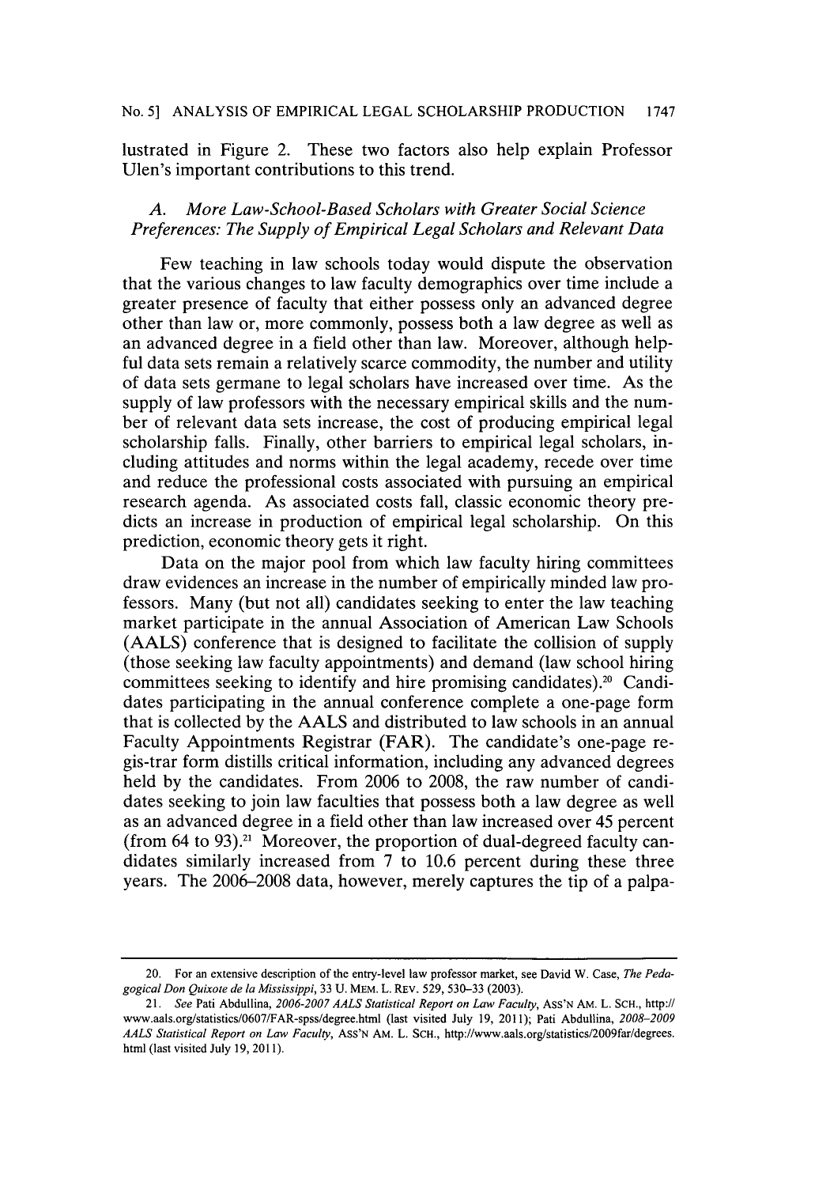lustrated in Figure 2. These two factors also help explain Professor Ulen's important contributions to this trend.

### *A. More Law-School-Based Scholars with Greater Social Science Preferences: The Supply of Empirical Legal Scholars and Relevant Data*

Few teaching in law schools today would dispute the observation that the various changes to law faculty demographics over time include a greater presence of faculty that either possess only an advanced degree other than law or, more commonly, possess both a law degree as well as an advanced degree in a field other than law. Moreover, although helpful data sets remain a relatively scarce commodity, the number and utility of data sets germane to legal scholars have increased over time. As the supply of law professors with the necessary empirical skills and the number of relevant data sets increase, the cost of producing empirical legal scholarship falls. Finally, other barriers to empirical legal scholars, including attitudes and norms within the legal academy, recede over time and reduce the professional costs associated with pursuing an empirical research agenda. As associated costs fall, classic economic theory predicts an increase in production of empirical legal scholarship. On this prediction, economic theory gets it right.

Data on the major pool from which law faculty hiring committees draw evidences an increase in the number of empirically minded law professors. Many (but not all) candidates seeking to enter the law teaching market participate in the annual Association of American Law Schools (AALS) conference that is designed to facilitate the collision of supply (those seeking law faculty appointments) and demand (law school hiring committees seeking to identify and hire promising candidates).[20] Candidates participating in the annual conference complete a one-page form that is collected by the AALS and distributed to law schools in an annual Faculty Appointments Registrar (FAR). The candidate's one-page registrar form distills critical information, including any advanced degrees held by the candidates. From 2006 to 2008, the raw number of candidates seeking to join law faculties that possess both a law degree as well as an advanced degree in a field other than law increased over 45 percent (from 64 to 93).[21] Moreover, the proportion of dual-degreed faculty candidates similarly increased from 7 to 10.6 percent during these three years. The 2006–2008 data, however, merely captures the tip of a palpa-

---

20. For an extensive description of the entry-level law professor market, see David W. Case, *The Pedagogical Don Quixote de la Mississippi*, 33 U. MEM. L. REV. 529, 530–33 (2003).

21. *See* Pati Abdullina, *2006-2007 AALS Statistical Report on Law Faculty*, ASS'N AM. L. SCH., http://www.aals.org/statistics/0607/FAR-spss/degree.html (last visited July 19, 2011); Pati Abdullina, *2008–2009 AALS Statistical Report on Law Faculty*, ASS'N AM. L. SCH., http://www.aals.org/statistics/2009far/degrees.html (last visited July 19, 2011).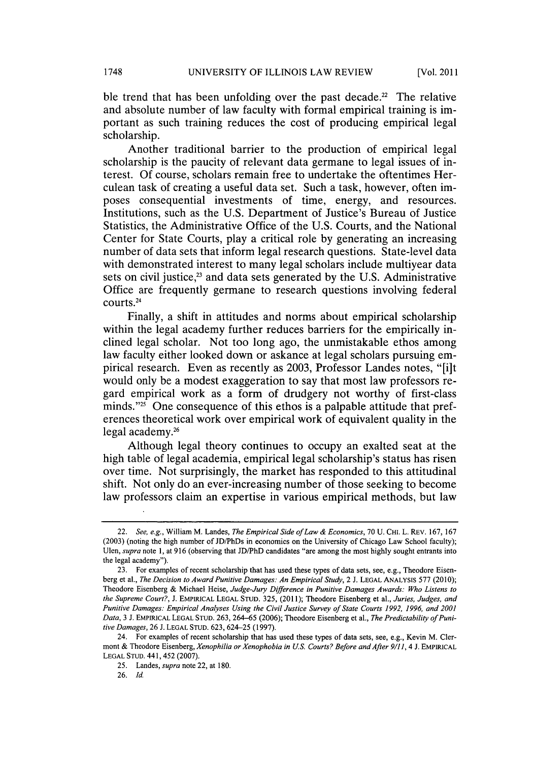ble trend that has been unfolding over the past decade.[22] The relative and absolute number of law faculty with formal empirical training is important as such training reduces the cost of producing empirical legal scholarship.

Another traditional barrier to the production of empirical legal scholarship is the paucity of relevant data germane to legal issues of interest. Of course, scholars remain free to undertake the oftentimes Herculean task of creating a useful data set. Such a task, however, often imposes consequential investments of time, energy, and resources. Institutions, such as the U.S. Department of Justice's Bureau of Justice Statistics, the Administrative Office of the U.S. Courts, and the National Center for State Courts, play a critical role by generating an increasing number of data sets that inform legal research questions. State-level data with demonstrated interest to many legal scholars include multiyear data sets on civil justice,[23] and data sets generated by the U.S. Administrative Office are frequently germane to research questions involving federal courts.[24]

Finally, a shift in attitudes and norms about empirical scholarship within the legal academy further reduces barriers for the empirically inclined legal scholar. Not too long ago, the unmistakable ethos among law faculty either looked down or askance at legal scholars pursuing empirical research. Even as recently as 2003, Professor Landes notes, "[i]t would only be a modest exaggeration to say that most law professors regard empirical work as a form of drudgery not worthy of first-class minds."[25] One consequence of this ethos is a palpable attitude that preferences theoretical work over empirical work of equivalent quality in the legal academy.[26]

Although legal theory continues to occupy an exalted seat at the high table of legal academia, empirical legal scholarship's status has risen over time. Not surprisingly, the market has responded to this attitudinal shift. Not only do an ever-increasing number of those seeking to become law professors claim an expertise in various empirical methods, but law

---

22. *See, e.g.*, William M. Landes, *The Empirical Side of Law & Economics*, 70 U. CHI. L. REV. 167, 167 (2003) (noting the high number of JD/PhDs in economics on the University of Chicago Law School faculty); Ulen, *supra* note 1, at 916 (observing that JD/PhD candidates "are among the most highly sought entrants into the legal academy").

23. For examples of recent scholarship that has used these types of data sets, see, e.g., Theodore Eisenberg et al., *The Decision to Award Punitive Damages: An Empirical Study*, 2 J. LEGAL ANALYSIS 577 (2010); Theodore Eisenberg & Michael Heise, *Judge-Jury Difference in Punitive Damages Awards: Who Listens to the Supreme Court?*, J. EMPIRICAL LEGAL STUD. 325, (2011); Theodore Eisenberg et al., *Juries, Judges, and Punitive Damages: Empirical Analyses Using the Civil Justice Survey of State Courts 1992, 1996, and 2001 Data*, 3 J. EMPIRICAL LEGAL STUD. 263, 264–65 (2006); Theodore Eisenberg et al., *The Predictability of Punitive Damages*, 26 J. LEGAL STUD. 623, 624–25 (1997).

24. For examples of recent scholarship that has used these types of data sets, see, e.g., Kevin M. Clermont & Theodore Eisenberg, *Xenophilia or Xenophobia in U.S. Courts? Before and After 9/11*, 4 J. EMPIRICAL LEGAL STUD. 441, 452 (2007).

25. Landes, *supra* note 22, at 180.

26. *Id.*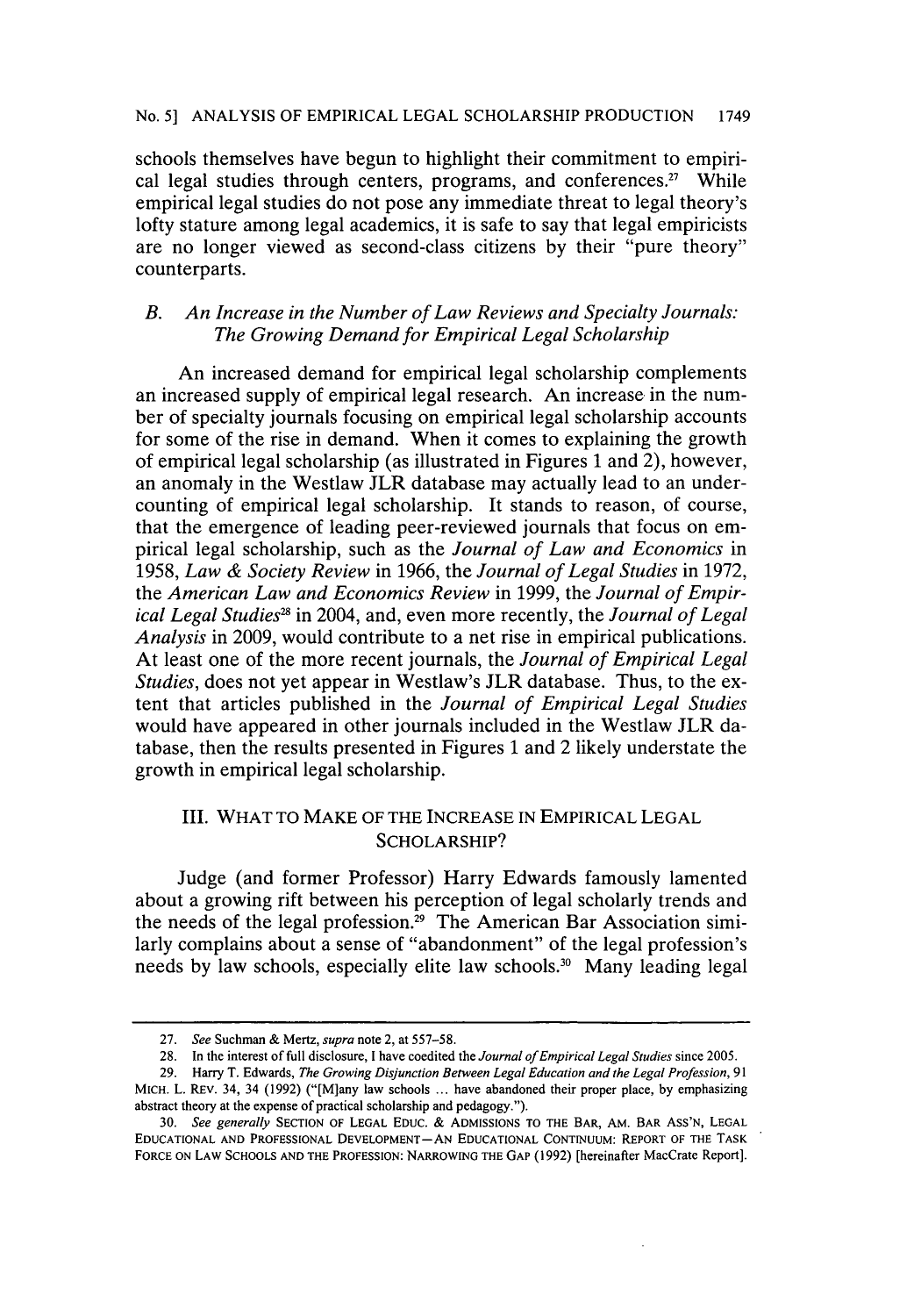schools themselves have begun to highlight their commitment to empirical legal studies through centers, programs, and conferences.[27] While empirical legal studies do not pose any immediate threat to legal theory's lofty stature among legal academics, it is safe to say that legal empiricists are no longer viewed as second-class citizens by their "pure theory" counterparts.

### *B. An Increase in the Number of Law Reviews and Specialty Journals: The Growing Demand for Empirical Legal Scholarship*

An increased demand for empirical legal scholarship complements an increased supply of empirical legal research. An increase in the number of specialty journals focusing on empirical legal scholarship accounts for some of the rise in demand. When it comes to explaining the growth of empirical legal scholarship (as illustrated in Figures 1 and 2), however, an anomaly in the Westlaw JLR database may actually lead to an undercounting of empirical legal scholarship. It stands to reason, of course, that the emergence of leading peer-reviewed journals that focus on empirical legal scholarship, such as the *Journal of Law and Economics* in 1958, *Law & Society Review* in 1966, the *Journal of Legal Studies* in 1972, the *American Law and Economics Review* in 1999, the *Journal of Empirical Legal Studies*[28] in 2004, and, even more recently, the *Journal of Legal Analysis* in 2009, would contribute to a net rise in empirical publications. At least one of the more recent journals, the *Journal of Empirical Legal Studies*, does not yet appear in Westlaw's JLR database. Thus, to the extent that articles published in the *Journal of Empirical Legal Studies* would have appeared in other journals included in the Westlaw JLR database, then the results presented in Figures 1 and 2 likely understate the growth in empirical legal scholarship.

## III. WHAT TO MAKE OF THE INCREASE IN EMPIRICAL LEGAL SCHOLARSHIP?

Judge (and former Professor) Harry Edwards famously lamented about a growing rift between his perception of legal scholarly trends and the needs of the legal profession.[29] The American Bar Association similarly complains about a sense of "abandonment" of the legal profession's needs by law schools, especially elite law schools.[30] Many leading legal

---

27. *See* Suchman & Mertz, *supra* note 2, at 557–58.

28. In the interest of full disclosure, I have coedited the *Journal of Empirical Legal Studies* since 2005.

29. Harry T. Edwards, *The Growing Disjunction Between Legal Education and the Legal Profession*, 91 MICH. L. REV. 34, 34 (1992) ("[M]any law schools ... have abandoned their proper place, by emphasizing abstract theory at the expense of practical scholarship and pedagogy.").

30. *See generally* SECTION OF LEGAL EDUC. & ADMISSIONS TO THE BAR, AM. BAR ASS'N, LEGAL EDUCATIONAL AND PROFESSIONAL DEVELOPMENT—AN EDUCATIONAL CONTINUUM: REPORT OF THE TASK FORCE ON LAW SCHOOLS AND THE PROFESSION: NARROWING THE GAP (1992) [hereinafter MacCrate Report].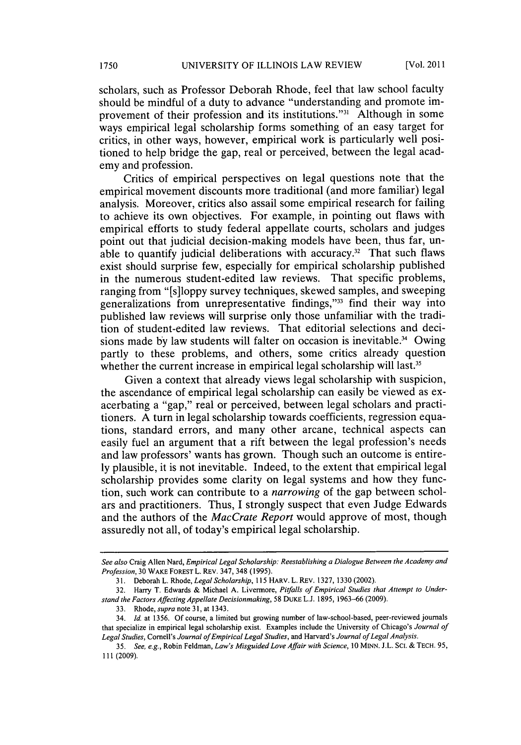scholars, such as Professor Deborah Rhode, feel that law school faculty should be mindful of a duty to advance "understanding and promote improvement of their profession and its institutions."[31] Although in some ways empirical legal scholarship forms something of an easy target for critics, in other ways, however, empirical work is particularly well positioned to help bridge the gap, real or perceived, between the legal academy and profession.

Critics of empirical perspectives on legal questions note that the empirical movement discounts more traditional (and more familiar) legal analysis. Moreover, critics also assail some empirical research for failing to achieve its own objectives. For example, in pointing out flaws with empirical efforts to study federal appellate courts, scholars and judges point out that judicial decision-making models have been, thus far, unable to quantify judicial deliberations with accuracy.[32] That such flaws exist should surprise few, especially for empirical scholarship published in the numerous student-edited law reviews. That specific problems, ranging from "[s]loppy survey techniques, skewed samples, and sweeping generalizations from unrepresentative findings,"[33] find their way into published law reviews will surprise only those unfamiliar with the tradition of student-edited law reviews. That editorial selections and decisions made by law students will falter on occasion is inevitable.[34] Owing partly to these problems, and others, some critics already question whether the current increase in empirical legal scholarship will last.[35]

Given a context that already views legal scholarship with suspicion, the ascendance of empirical legal scholarship can easily be viewed as exacerbating a "gap," real or perceived, between legal scholars and practitioners. A turn in legal scholarship towards coefficients, regression equations, standard errors, and many other arcane, technical aspects can easily fuel an argument that a rift between the legal profession's needs and law professors' wants has grown. Though such an outcome is entirely plausible, it is not inevitable. Indeed, to the extent that empirical legal scholarship provides some clarity on legal systems and how they function, such work can contribute to a *narrowing* of the gap between scholars and practitioners. Thus, I strongly suspect that even Judge Edwards and the authors of the *MacCrate Report* would approve of most, though assuredly not all, of today's empirical legal scholarship.

---

*See also* Craig Allen Nard, *Empirical Legal Scholarship: Reestablishing a Dialogue Between the Academy and Profession*, 30 WAKE FOREST L. REV. 347, 348 (1995).

31. Deborah L. Rhode, *Legal Scholarship*, 115 HARV. L. REV. 1327, 1330 (2002).

32. Harry T. Edwards & Michael A. Livermore, *Pitfalls of Empirical Studies that Attempt to Understand the Factors Affecting Appellate Decisionmaking*, 58 DUKE L.J. 1895, 1963–66 (2009).

33. Rhode, *supra* note 31, at 1343.

34. *Id.* at 1356. Of course, a limited but growing number of law-school-based, peer-reviewed journals that specialize in empirical legal scholarship exist. Examples include the University of Chicago's *Journal of Legal Studies*, Cornell's *Journal of Empirical Legal Studies*, and Harvard's *Journal of Legal Analysis*.

35. *See, e.g.*, Robin Feldman, *Law's Misguided Love Affair with Science*, 10 MINN. J.L. SCI. & TECH. 95, 111 (2009).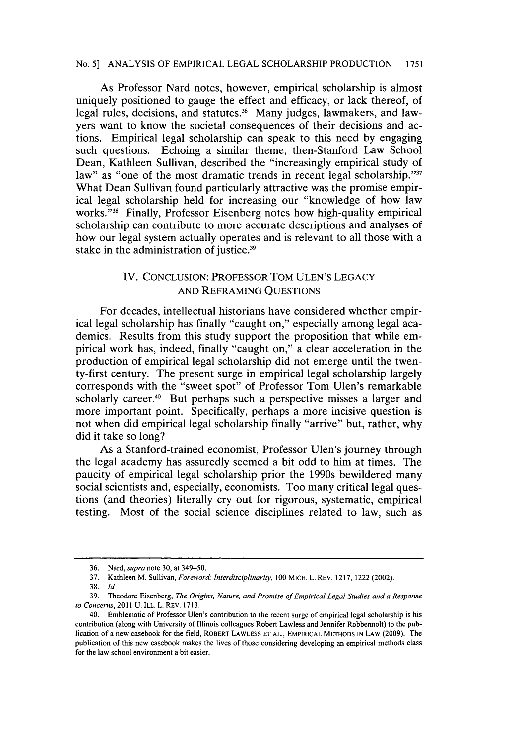As Professor Nard notes, however, empirical scholarship is almost uniquely positioned to gauge the effect and efficacy, or lack thereof, of legal rules, decisions, and statutes.[36] Many judges, lawmakers, and lawyers want to know the societal consequences of their decisions and actions. Empirical legal scholarship can speak to this need by engaging such questions. Echoing a similar theme, then-Stanford Law School Dean, Kathleen Sullivan, described the "increasingly empirical study of law" as "one of the most dramatic trends in recent legal scholarship."[37] What Dean Sullivan found particularly attractive was the promise empirical legal scholarship held for increasing our "knowledge of how law works."[38] Finally, Professor Eisenberg notes how high-quality empirical scholarship can contribute to more accurate descriptions and analyses of how our legal system actually operates and is relevant to all those with a stake in the administration of justice.[39]

## IV. CONCLUSION: PROFESSOR TOM ULEN'S LEGACY AND REFRAMING QUESTIONS

For decades, intellectual historians have considered whether empirical legal scholarship has finally "caught on," especially among legal academics. Results from this study support the proposition that while empirical work has, indeed, finally "caught on," a clear acceleration in the production of empirical legal scholarship did not emerge until the twenty-first century. The present surge in empirical legal scholarship largely corresponds with the "sweet spot" of Professor Tom Ulen's remarkable scholarly career.[40] But perhaps such a perspective misses a larger and more important point. Specifically, perhaps a more incisive question is not when did empirical legal scholarship finally "arrive" but, rather, why did it take so long?

As a Stanford-trained economist, Professor Ulen's journey through the legal academy has assuredly seemed a bit odd to him at times. The paucity of empirical legal scholarship prior the 1990s bewildered many social scientists and, especially, economists. Too many critical legal questions (and theories) literally cry out for rigorous, systematic, empirical testing. Most of the social science disciplines related to law, such as

---

36. Nard, *supra* note 30, at 349–50.

37. Kathleen M. Sullivan, *Foreword: Interdisciplinarity*, 100 MICH. L. REV. 1217, 1222 (2002).

38. *Id.*

39. Theodore Eisenberg, *The Origins, Nature, and Promise of Empirical Legal Studies and a Response to Concerns*, 2011 U. ILL. L. REV. 1713.

40. Emblematic of Professor Ulen's contribution to the recent surge of empirical legal scholarship is his contribution (along with University of Illinois colleagues Robert Lawless and Jennifer Robbennolt) to the publication of a new casebook for the field, ROBERT LAWLESS ET AL., EMPIRICAL METHODS IN LAW (2009). The publication of this new casebook makes the lives of those considering developing an empirical methods class for the law school environment a bit easier.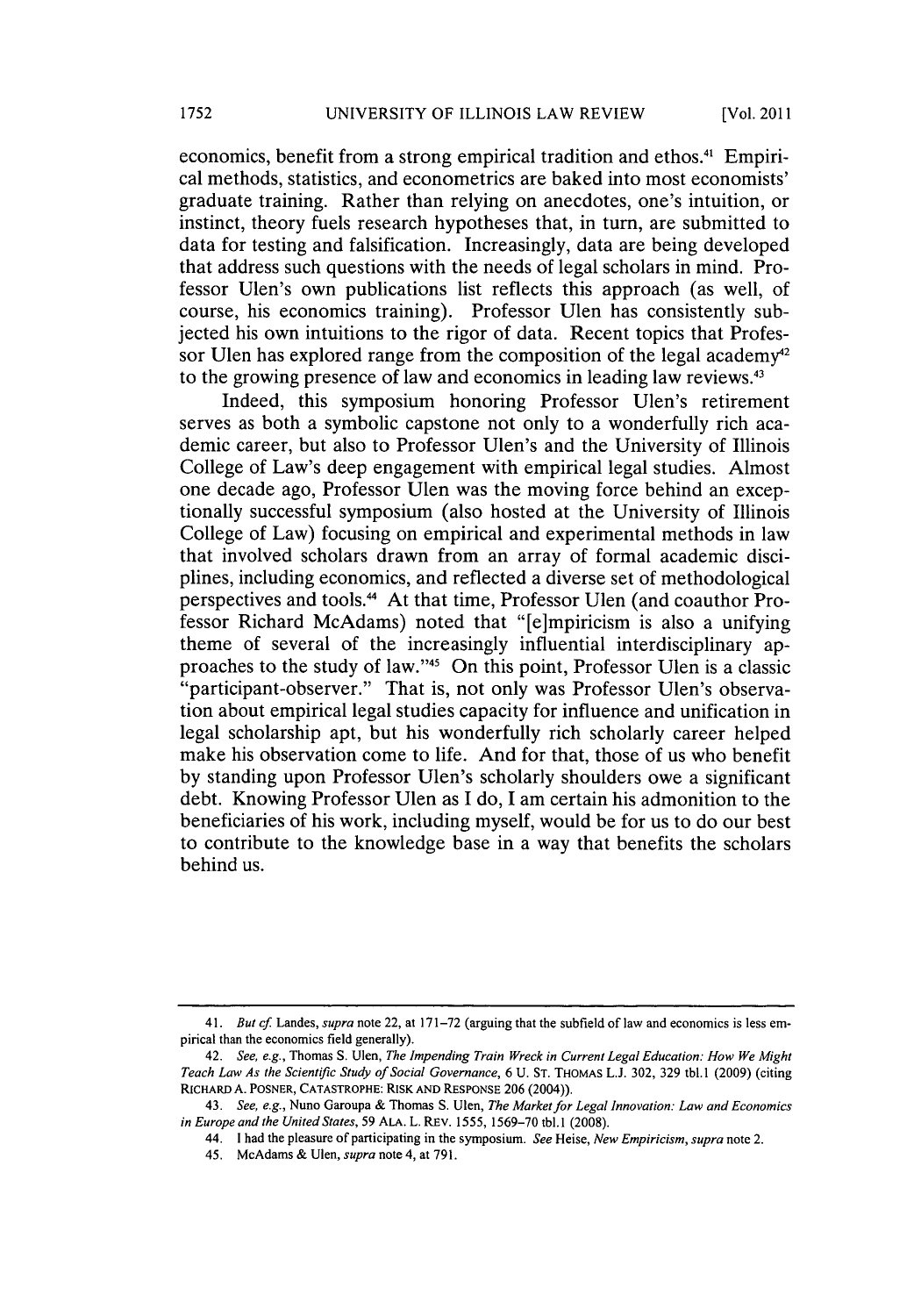economics, benefit from a strong empirical tradition and ethos.[41] Empirical methods, statistics, and econometrics are baked into most economists' graduate training. Rather than relying on anecdotes, one's intuition, or instinct, theory fuels research hypotheses that, in turn, are submitted to data for testing and falsification. Increasingly, data are being developed that address such questions with the needs of legal scholars in mind. Professor Ulen's own publications list reflects this approach (as well, of course, his economics training). Professor Ulen has consistently subjected his own intuitions to the rigor of data. Recent topics that Professor Ulen has explored range from the composition of the legal academy[42] to the growing presence of law and economics in leading law reviews.[43]

Indeed, this symposium honoring Professor Ulen's retirement serves as both a symbolic capstone not only to a wonderfully rich academic career, but also to Professor Ulen's and the University of Illinois College of Law's deep engagement with empirical legal studies. Almost one decade ago, Professor Ulen was the moving force behind an exceptionally successful symposium (also hosted at the University of Illinois College of Law) focusing on empirical and experimental methods in law that involved scholars drawn from an array of formal academic disciplines, including economics, and reflected a diverse set of methodological perspectives and tools.[44] At that time, Professor Ulen (and coauthor Professor Richard McAdams) noted that "[e]mpiricism is also a unifying theme of several of the increasingly influential interdisciplinary approaches to the study of law."[45] On this point, Professor Ulen is a classic "participant-observer." That is, not only was Professor Ulen's observation about empirical legal studies capacity for influence and unification in legal scholarship apt, but his wonderfully rich scholarly career helped make his observation come to life. And for that, those of us who benefit by standing upon Professor Ulen's scholarly shoulders owe a significant debt. Knowing Professor Ulen as I do, I am certain his admonition to the beneficiaries of his work, including myself, would be for us to do our best to contribute to the knowledge base in a way that benefits the scholars behind us.

---

41. *But cf.* Landes, *supra* note 22, at 171–72 (arguing that the subfield of law and economics is less empirical than the economics field generally).

42. *See, e.g.*, Thomas S. Ulen, *The Impending Train Wreck in Current Legal Education: How We Might Teach Law As the Scientific Study of Social Governance*, 6 U. ST. THOMAS L.J. 302, 329 tbl.1 (2009) (citing RICHARD A. POSNER, CATASTROPHE: RISK AND RESPONSE 206 (2004)).

43. *See, e.g.*, Nuno Garoupa & Thomas S. Ulen, *The Market for Legal Innovation: Law and Economics in Europe and the United States*, 59 ALA. L. REV. 1555, 1569–70 tbl.1 (2008).

44. I had the pleasure of participating in the symposium. *See* Heise, *New Empiricism*, *supra* note 2.

45. McAdams & Ulen, *supra* note 4, at 791.